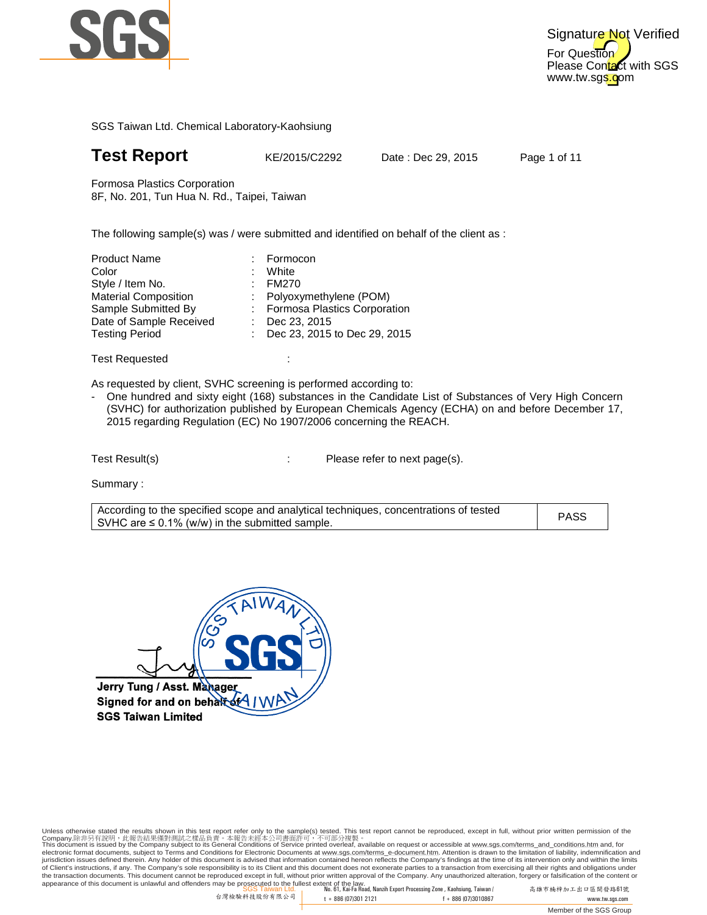Signature Not Verified
For Question
Please Contact with SGS
www.tw.sgs.com

SGS Taiwan Ltd. Chemical Laboratory-Kaohsiung

# Test Report

KE/2015/C2292 Date : Dec 29, 2015

Formosa Plastics Corporation
8F, No. 201, Tun Hua N. Rd., Taipei, Taiwan

The following sample(s) was / were submitted and identified on behalf of the client as :

| | | |
|---|---|---|
| Product Name | : | Formocon |
| Color | : | White |
| Style / Item No. | : | FM270 |
| Material Composition | : | Polyoxymethylene (POM) |
| Sample Submitted By | : | Formosa Plastics Corporation |
| Date of Sample Received | : | Dec 23, 2015 |
| Testing Period | : | Dec 23, 2015 to Dec 29, 2015 |

Test Requested :

As requested by client, SVHC screening is performed according to:

- One hundred and sixty eight (168) substances in the Candidate List of Substances of Very High Concern (SVHC) for authorization published by European Chemicals Agency (ECHA) on and before December 17, 2015 regarding Regulation (EC) No 1907/2006 concerning the REACH.

Test Result(s) : Please refer to next page(s).

Summary :

| | |
|---|---|
| According to the specified scope and analytical techniques, concentrations of tested SVHC are ≤ 0.1% (w/w) in the submitted sample. | PASS |

**Jerry Tung / Asst. Manager**
**Signed for and on behalf of**
**SGS Taiwan Limited**

Unless otherwise stated the results shown in this test report refer only to the sample(s) tested. This test report cannot be reproduced, except in full, without prior written permission of the Company.除非另有說明，此報告結果僅對測試之樣品負責。本報告未經本公司書面許可，不可部分複製。
This document is issued by the Company subject to its General Conditions of Service printed overleaf, available on request or accessible at www.sgs.com/terms_and_conditions.htm and, for electronic format documents, subject to Terms and Conditions for Electronic Documents at www.sgs.com/terms_e-document.htm. Attention is drawn to the limitation of liability, indemnification and jurisdiction issues defined therein. Any holder of this document is advised that information contained hereon reflects the Company's findings at the time of its intervention only and within the limits of Client's instructions, if any. The Company's sole responsibility is to its Client and this document does not exonerate parties to a transaction from exercising all their rights and obligations under the transaction documents. This document cannot be reproduced except in full, without prior written approval of the Company. Any unauthorized alteration, forgery or falsification of the content or appearance of this document is unlawful and offenders may be prosecuted to the fullest extent of the law.

SGS Taiwan Ltd. 台灣檢驗科技股份有限公司 | No. 61, Kai-Fa Road, Nanzih Export Processing Zone , Kaohsiung, Taiwan / 高雄市楠梓加工出口區開發路61號 | t + 886 (07)301 2121 f + 886 (07)3010867 www.tw.sgs.com

Member of the SGS Group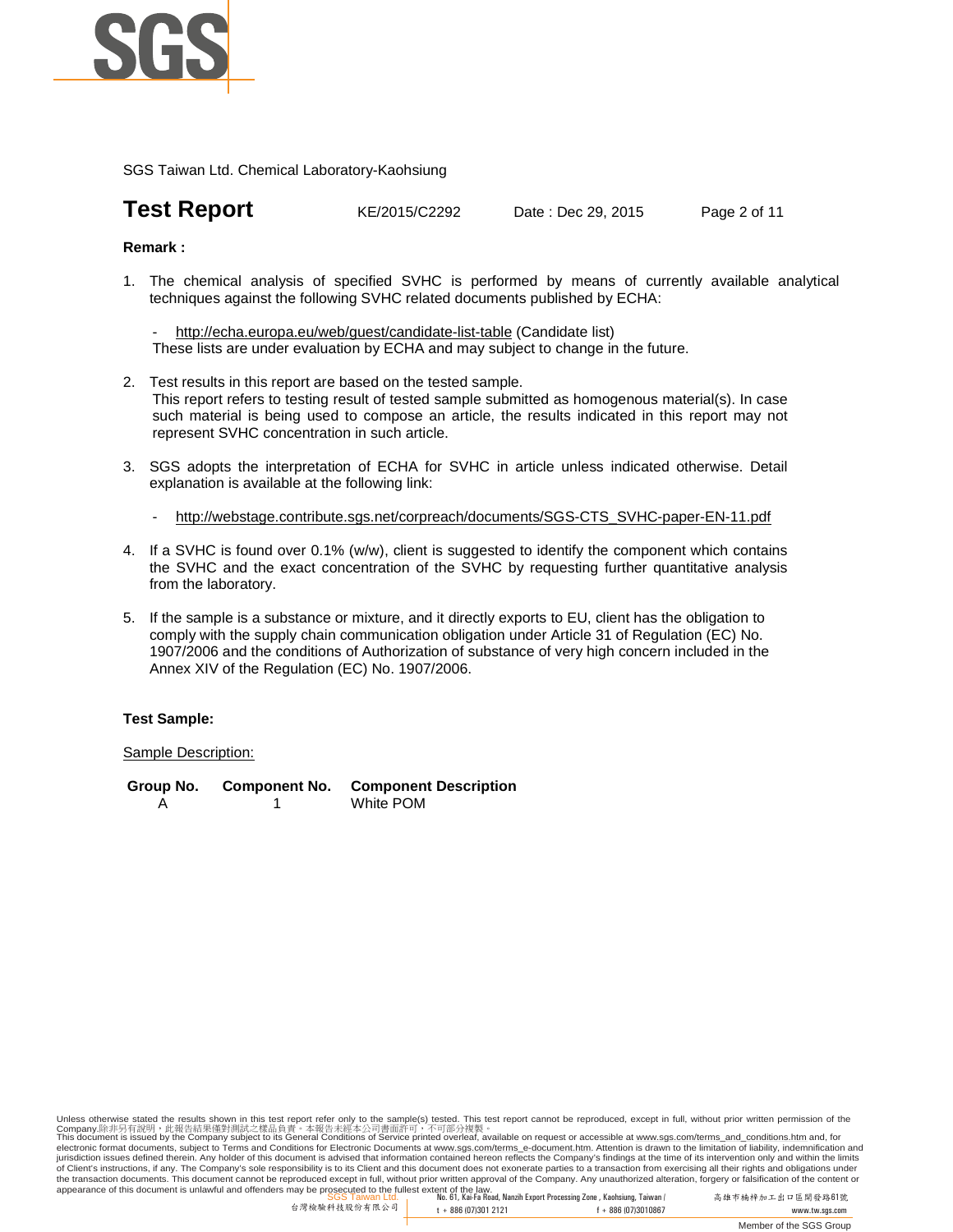SGS Taiwan Ltd. Chemical Laboratory-Kaohsiung

# Test Report

KE/2015/C2292 Date : Dec 29, 2015

**Remark :**

1. The chemical analysis of specified SVHC is performed by means of currently available analytical techniques against the following SVHC related documents published by ECHA:

   - http://echa.europa.eu/web/guest/candidate-list-table (Candidate list)

   These lists are under evaluation by ECHA and may subject to change in the future.

2. Test results in this report are based on the tested sample.
   This report refers to testing result of tested sample submitted as homogenous material(s). In case such material is being used to compose an article, the results indicated in this report may not represent SVHC concentration in such article.

3. SGS adopts the interpretation of ECHA for SVHC in article unless indicated otherwise. Detail explanation is available at the following link:

   - http://webstage.contribute.sgs.net/corpreach/documents/SGS-CTS_SVHC-paper-EN-11.pdf

4. If a SVHC is found over 0.1% (w/w), client is suggested to identify the component which contains the SVHC and the exact concentration of the SVHC by requesting further quantitative analysis from the laboratory.

5. If the sample is a substance or mixture, and it directly exports to EU, client has the obligation to comply with the supply chain communication obligation under Article 31 of Regulation (EC) No. 1907/2006 and the conditions of Authorization of substance of very high concern included in the Annex XIV of the Regulation (EC) No. 1907/2006.

**Test Sample:**

Sample Description:

| Group No. | Component No. | Component Description |
|---|---|---|
| A | 1 | White POM |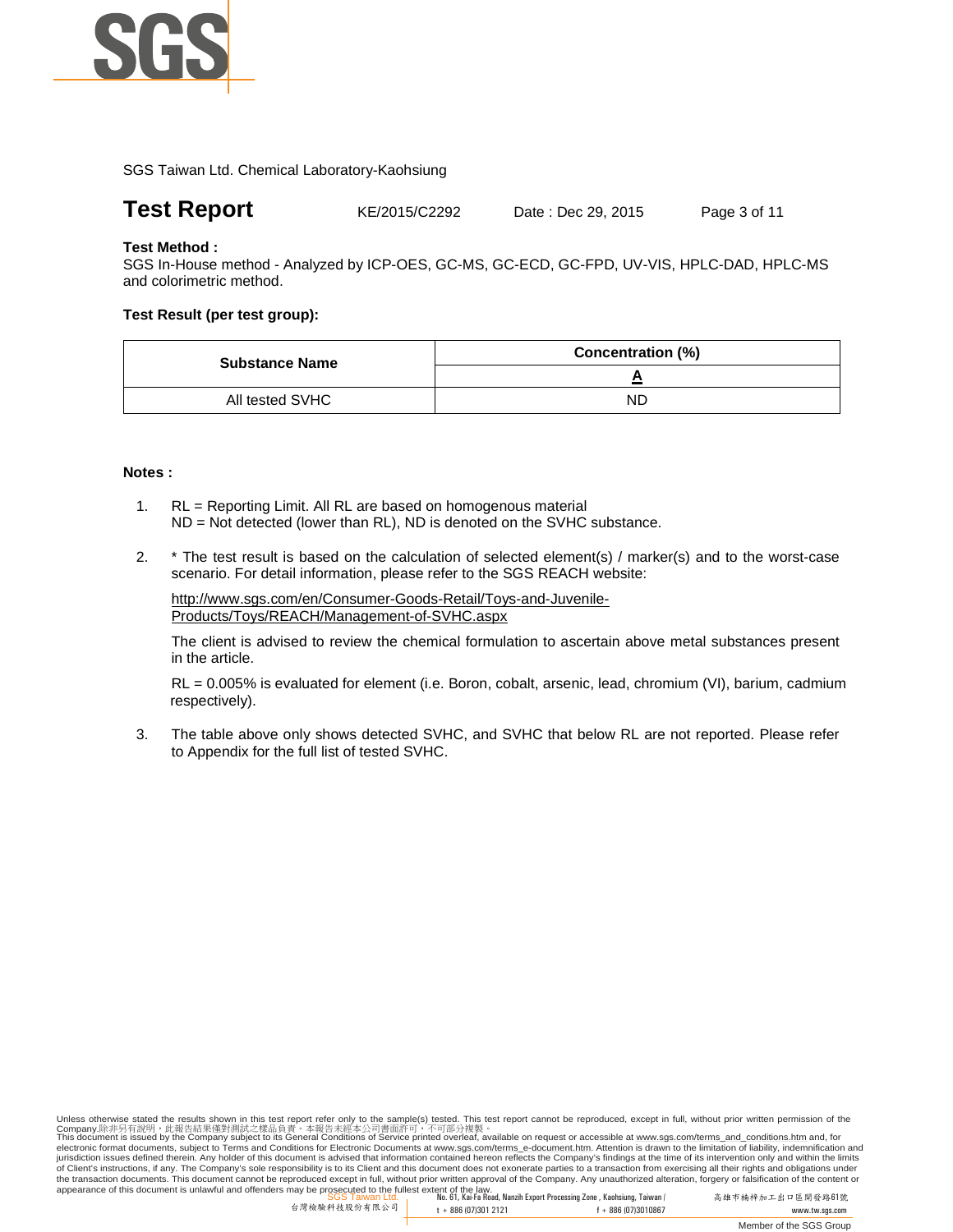SGS Taiwan Ltd. Chemical Laboratory-Kaohsiung

# Test Report

KE/2015/C2292 Date : Dec 29, 2015

**Test Method :**
SGS In-House method - Analyzed by ICP-OES, GC-MS, GC-ECD, GC-FPD, UV-VIS, HPLC-DAD, HPLC-MS and colorimetric method.

**Test Result (per test group):**

| Substance Name | Concentration (%) |
|---|---|
| | **A** |
| All tested SVHC | ND |

**Notes :**

1. RL = Reporting Limit. All RL are based on homogenous material
   ND = Not detected (lower than RL), ND is denoted on the SVHC substance.

2. * The test result is based on the calculation of selected element(s) / marker(s) and to the worst-case scenario. For detail information, please refer to the SGS REACH website:

   http://www.sgs.com/en/Consumer-Goods-Retail/Toys-and-Juvenile-Products/Toys/REACH/Management-of-SVHC.aspx

   The client is advised to review the chemical formulation to ascertain above metal substances present in the article.

   RL = 0.005% is evaluated for element (i.e. Boron, cobalt, arsenic, lead, chromium (VI), barium, cadmium respectively).

3. The table above only shows detected SVHC, and SVHC that below RL are not reported. Please refer to Appendix for the full list of tested SVHC.

Unless otherwise stated the results shown in this test report refer only to the sample(s) tested. This test report cannot be reproduced, except in full, without prior written permission of the Company.除非另有說明，此報告結果僅對測試之樣品負責。本報告未經本公司書面許可，不可部分複製。
This document is issued by the Company subject to its General Conditions of Service printed overleaf, available on request or accessible at www.sgs.com/terms_and_conditions.htm and, for electronic format documents, subject to Terms and Conditions for Electronic Documents at www.sgs.com/terms_e-document.htm. Attention is drawn to the limitation of liability, indemnification and jurisdiction issues defined therein. Any holder of this document is advised that information contained hereon reflects the Company's findings at the time of its intervention only and within the limits of Client's instructions, if any. The Company's sole responsibility is to its Client and this document does not exonerate parties to a transaction from exercising all their rights and obligations under the transaction documents. This document cannot be reproduced except in full, without prior written approval of the Company. Any unauthorized alteration, forgery or falsification of the content or appearance of this document is unlawful and offenders may be prosecuted to the fullest extent of the law.

SGS Taiwan Ltd. 台灣檢驗科技股份有限公司 | No. 61, Kai-Fa Road, Nanzih Export Processing Zone, Kaohsiung, Taiwan / 高雄市楠梓加工出口區開發路61號 | t + 886 (07)301 2121 | f + 886 (07)3010867 | www.tw.sgs.com

Member of the SGS Group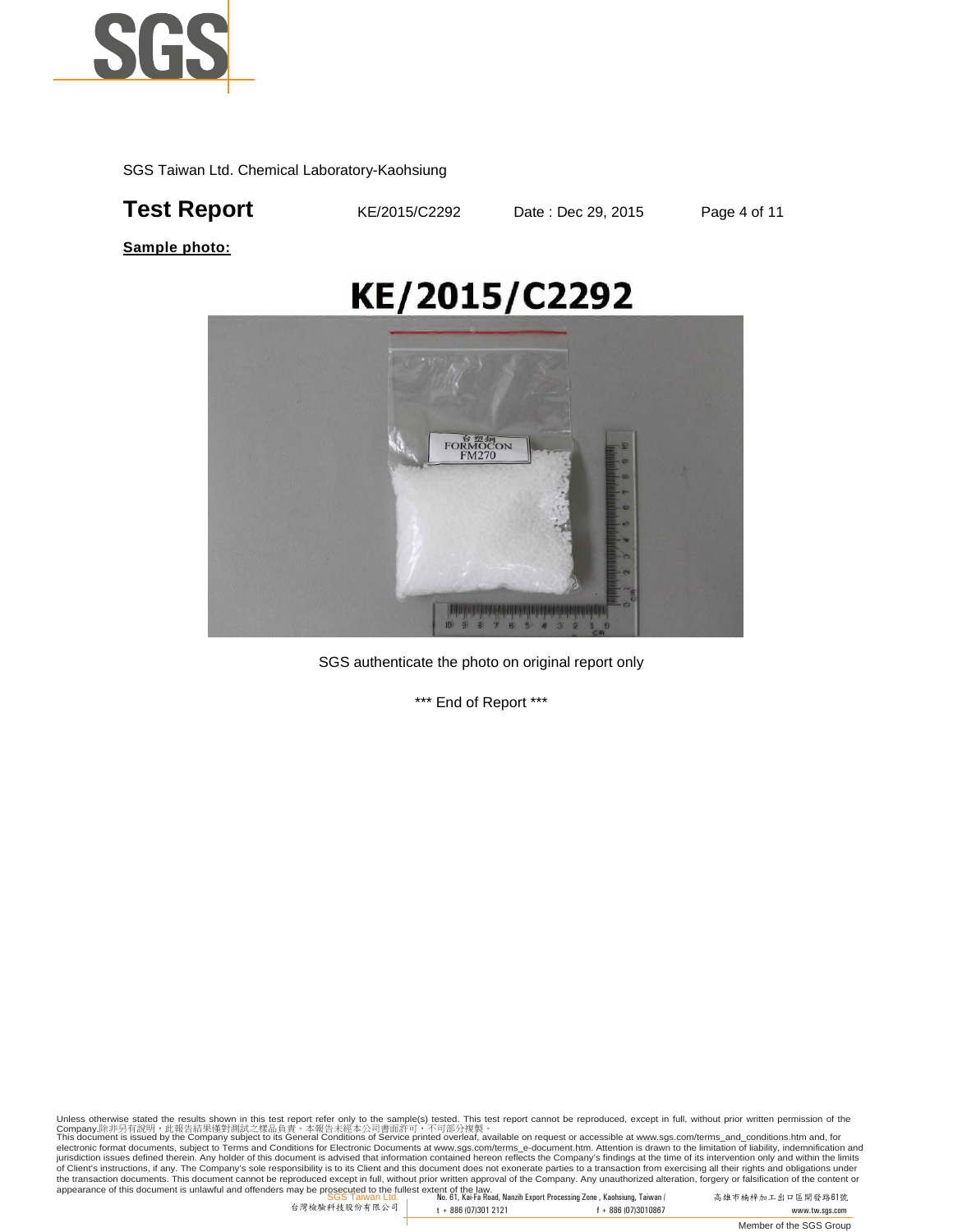SGS Taiwan Ltd. Chemical Laboratory-Kaohsiung

# Test Report

KE/2015/C2292    Date : Dec 29, 2015

**Sample photo:**

KE/2015/C2292

SGS authenticate the photo on original report only

*** End of Report ***

Unless otherwise stated the results shown in this test report refer only to the sample(s) tested. This test report cannot be reproduced, except in full, without prior written permission of the Company.除非另有說明，此報告結果僅對測試之樣品負責。本報告未經本公司書面許可，不可部分複製。
This document is issued by the Company subject to its General Conditions of Service printed overleaf, available on request or accessible at www.sgs.com/terms_and_conditions.htm and, for electronic format documents, subject to Terms and Conditions for Electronic Documents at www.sgs.com/terms_e-document.htm. Attention is drawn to the limitation of liability, indemnification and jurisdiction issues defined therein. Any holder of this document is advised that information contained hereon reflects the Company's findings at the time of its intervention only and within the limits of Client's instructions, if any. The Company's sole responsibility is to its Client and this document does not exonerate parties to a transaction from exercising all their rights and obligations under the transaction documents. This document cannot be reproduced except in full, without prior written approval of the Company. Any unauthorized alteration, forgery or falsification of the content or appearance of this document is unlawful and offenders may be prosecuted to the fullest extent of the law.

SGS Taiwan Ltd. 台灣檢驗科技股份有限公司 No. 61, Kai-Fa Road, Nanzih Export Processing Zone, Kaohsiung, Taiwan / 高雄市楠梓加工出口區開發路61號 t + 886 (07)301 2121 f + 886 (07)3010867 www.tw.sgs.com

Member of the SGS Group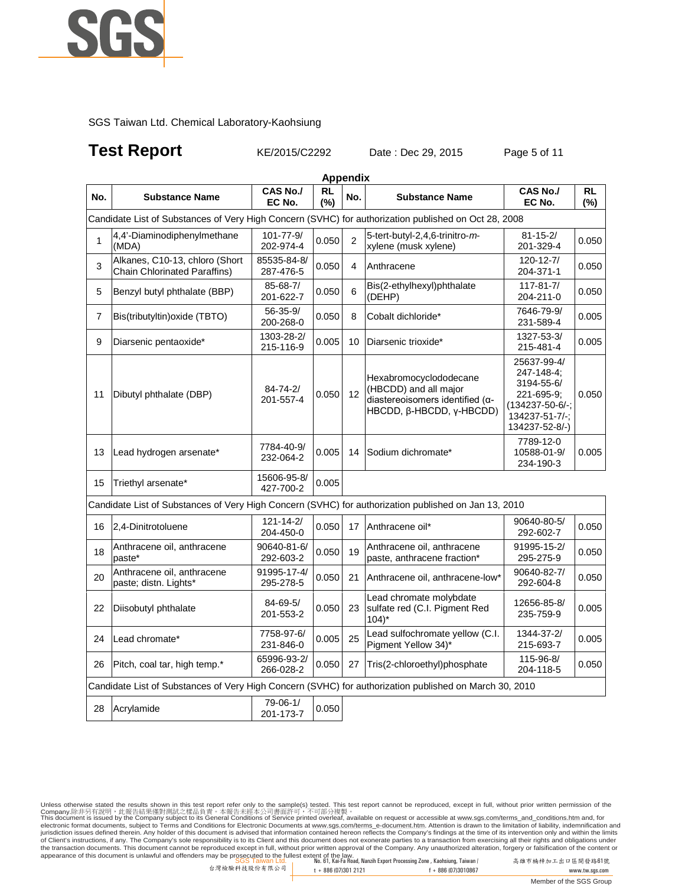SGS Taiwan Ltd. Chemical Laboratory-Kaohsiung

# Test Report

KE/2015/C2292 Date : Dec 29, 2015

**Appendix**

| No. | Substance Name | CAS No./ EC No. | RL (%) | No. | Substance Name | CAS No./ EC No. | RL (%) |
|---|---|---|---|---|---|---|---|
| Candidate List of Substances of Very High Concern (SVHC) for authorization published on Oct 28, 2008 | | | | | | | |
| 1 | 4,4'-Diaminodiphenylmethane (MDA) | 101-77-9/ 202-974-4 | 0.050 | 2 | 5-tert-butyl-2,4,6-trinitro-*m*-xylene (musk xylene) | 81-15-2/ 201-329-4 | 0.050 |
| 3 | Alkanes, C10-13, chloro (Short Chain Chlorinated Paraffins) | 85535-84-8/ 287-476-5 | 0.050 | 4 | Anthracene | 120-12-7/ 204-371-1 | 0.050 |
| 5 | Benzyl butyl phthalate (BBP) | 85-68-7/ 201-622-7 | 0.050 | 6 | Bis(2-ethylhexyl)phthalate (DEHP) | 117-81-7/ 204-211-0 | 0.050 |
| 7 | Bis(tributyltin)oxide (TBTO) | 56-35-9/ 200-268-0 | 0.050 | 8 | Cobalt dichloride* | 7646-79-9/ 231-589-4 | 0.005 |
| 9 | Diarsenic pentaoxide* | 1303-28-2/ 215-116-9 | 0.005 | 10 | Diarsenic trioxide* | 1327-53-3/ 215-481-4 | 0.005 |
| 11 | Dibutyl phthalate (DBP) | 84-74-2/ 201-557-4 | 0.050 | 12 | Hexabromocyclododecane (HBCDD) and all major diastereoisomers identified (α-HBCDD, β-HBCDD, γ-HBCDD) | 25637-99-4/ 247-148-4; 3194-55-6/ 221-695-9; (134237-50-6/-; 134237-51-7/-; 134237-52-8/-) | 0.050 |
| 13 | Lead hydrogen arsenate* | 7784-40-9/ 232-064-2 | 0.005 | 14 | Sodium dichromate* | 7789-12-0 10588-01-9/ 234-190-3 | 0.005 |
| 15 | Triethyl arsenate* | 15606-95-8/ 427-700-2 | 0.005 | | | | |
| Candidate List of Substances of Very High Concern (SVHC) for authorization published on Jan 13, 2010 | | | | | | | |
| 16 | 2,4-Dinitrotoluene | 121-14-2/ 204-450-0 | 0.050 | 17 | Anthracene oil* | 90640-80-5/ 292-602-7 | 0.050 |
| 18 | Anthracene oil, anthracene paste* | 90640-81-6/ 292-603-2 | 0.050 | 19 | Anthracene oil, anthracene paste, anthracene fraction* | 91995-15-2/ 295-275-9 | 0.050 |
| 20 | Anthracene oil, anthracene paste; distn. Lights* | 91995-17-4/ 295-278-5 | 0.050 | 21 | Anthracene oil, anthracene-low* | 90640-82-7/ 292-604-8 | 0.050 |
| 22 | Diisobutyl phthalate | 84-69-5/ 201-553-2 | 0.050 | 23 | Lead chromate molybdate sulfate red (C.I. Pigment Red 104)* | 12656-85-8/ 235-759-9 | 0.005 |
| 24 | Lead chromate* | 7758-97-6/ 231-846-0 | 0.005 | 25 | Lead sulfochromate yellow (C.I. Pigment Yellow 34)* | 1344-37-2/ 215-693-7 | 0.005 |
| 26 | Pitch, coal tar, high temp.* | 65996-93-2/ 266-028-2 | 0.050 | 27 | Tris(2-chloroethyl)phosphate | 115-96-8/ 204-118-5 | 0.050 |
| Candidate List of Substances of Very High Concern (SVHC) for authorization published on March 30, 2010 | | | | | | | |
| 28 | Acrylamide | 79-06-1/ 201-173-7 | 0.050 | | | | |

Unless otherwise stated the results shown in this test report refer only to the sample(s) tested. This test report cannot be reproduced, except in full, without prior written permission of the Company.除非另有說明，此報告結果僅對測試之樣品負責。本報告未經本公司書面許可，不可部分複製。
This document is issued by the Company subject to its General Conditions of Service printed overleaf, available on request or accessible at www.sgs.com/terms_and_conditions.htm and, for electronic format documents, subject to Terms and Conditions for Electronic Documents at www.sgs.com/terms_e-document.htm. Attention is drawn to the limitation of liability, indemnification and jurisdiction issues defined therein. Any holder of this document is advised that information contained hereon reflects the Company's findings at the time of its intervention only and within the limits of Client's instructions, if any. The Company's sole responsibility is to its Client and this document does not exonerate parties to a transaction from exercising all their rights and obligations under the transaction documents. This document cannot be reproduced except in full, without prior written approval of the Company. Any unauthorized alteration, forgery or falsification of the content or appearance of this document is unlawful and offenders may be prosecuted to the fullest extent of the law.

SGS Taiwan Ltd. 台灣檢驗科技股份有限公司 | No. 61, Kai-Fa Road, Nanzih Export Processing Zone, Kaohsiung, Taiwan / 高雄市楠梓加工出口區開發路61號 | t + 886 (07)301 2121 | f + 886 (07)3010867 | www.tw.sgs.com

Member of the SGS Group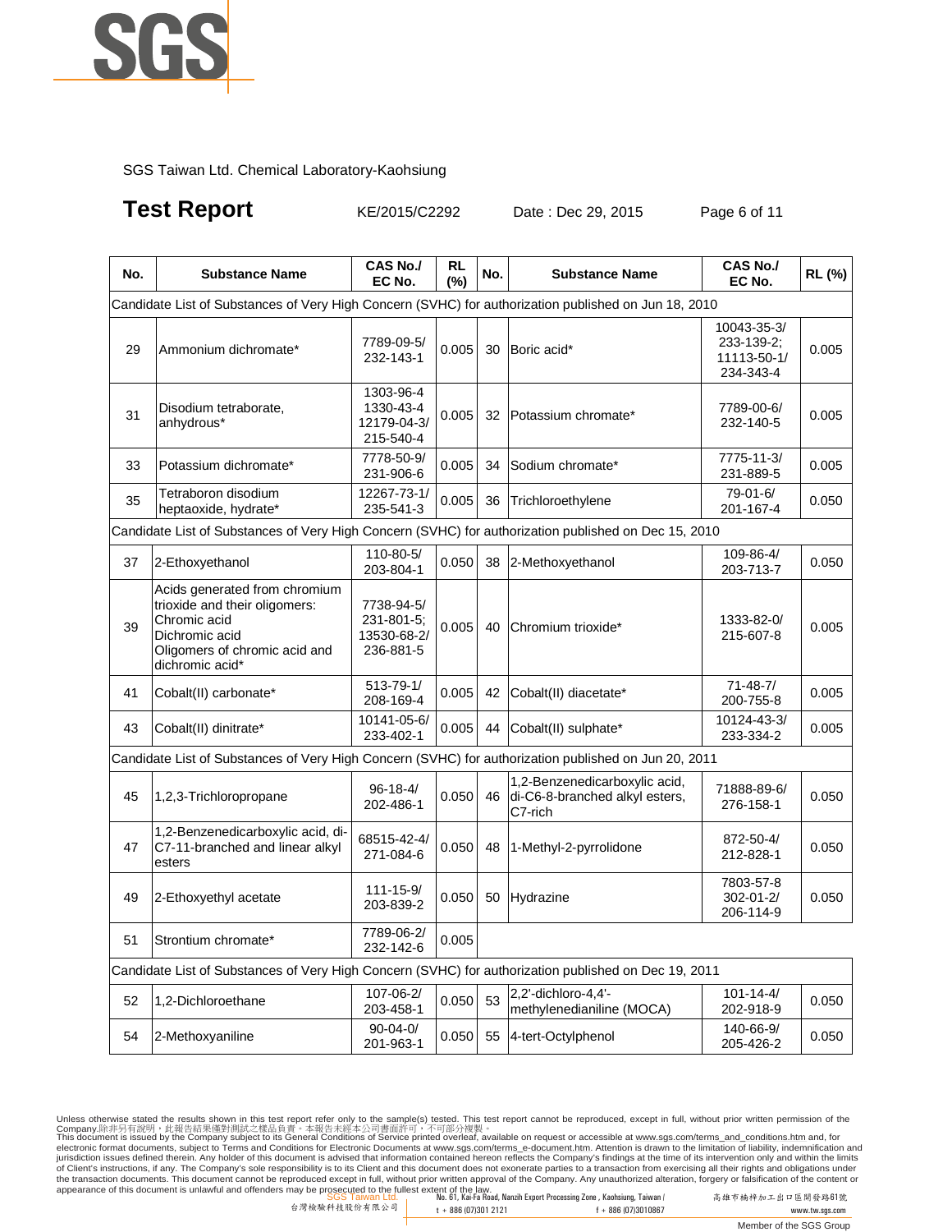SGS Taiwan Ltd. Chemical Laboratory-Kaohsiung

# Test Report

KE/2015/C2292 Date : Dec 29, 2015

| No. | Substance Name | CAS No./ EC No. | RL (%) | No. | Substance Name | CAS No./ EC No. | RL (%) |
|---|---|---|---|---|---|---|---|
| Candidate List of Substances of Very High Concern (SVHC) for authorization published on Jun 18, 2010 | | | | | | | |
| 29 | Ammonium dichromate* | 7789-09-5/ 232-143-1 | 0.005 | 30 | Boric acid* | 10043-35-3/ 233-139-2; 11113-50-1/ 234-343-4 | 0.005 |
| 31 | Disodium tetraborate, anhydrous* | 1303-96-4 1330-43-4 12179-04-3/ 215-540-4 | 0.005 | 32 | Potassium chromate* | 7789-00-6/ 232-140-5 | 0.005 |
| 33 | Potassium dichromate* | 7778-50-9/ 231-906-6 | 0.005 | 34 | Sodium chromate* | 7775-11-3/ 231-889-5 | 0.005 |
| 35 | Tetraboron disodium heptaoxide, hydrate* | 12267-73-1/ 235-541-3 | 0.005 | 36 | Trichloroethylene | 79-01-6/ 201-167-4 | 0.050 |
| Candidate List of Substances of Very High Concern (SVHC) for authorization published on Dec 15, 2010 | | | | | | | |
| 37 | 2-Ethoxyethanol | 110-80-5/ 203-804-1 | 0.050 | 38 | 2-Methoxyethanol | 109-86-4/ 203-713-7 | 0.050 |
| 39 | Acids generated from chromium trioxide and their oligomers: Chromic acid Dichromic acid Oligomers of chromic acid and dichromic acid* | 7738-94-5/ 231-801-5; 13530-68-2/ 236-881-5 | 0.005 | 40 | Chromium trioxide* | 1333-82-0/ 215-607-8 | 0.005 |
| 41 | Cobalt(II) carbonate* | 513-79-1/ 208-169-4 | 0.005 | 42 | Cobalt(II) diacetate* | 71-48-7/ 200-755-8 | 0.005 |
| 43 | Cobalt(II) dinitrate* | 10141-05-6/ 233-402-1 | 0.005 | 44 | Cobalt(II) sulphate* | 10124-43-3/ 233-334-2 | 0.005 |
| Candidate List of Substances of Very High Concern (SVHC) for authorization published on Jun 20, 2011 | | | | | | | |
| 45 | 1,2,3-Trichloropropane | 96-18-4/ 202-486-1 | 0.050 | 46 | 1,2-Benzenedicarboxylic acid, di-C6-8-branched alkyl esters, C7-rich | 71888-89-6/ 276-158-1 | 0.050 |
| 47 | 1,2-Benzenedicarboxylic acid, di-C7-11-branched and linear alkyl esters | 68515-42-4/ 271-084-6 | 0.050 | 48 | 1-Methyl-2-pyrrolidone | 872-50-4/ 212-828-1 | 0.050 |
| 49 | 2-Ethoxyethyl acetate | 111-15-9/ 203-839-2 | 0.050 | 50 | Hydrazine | 7803-57-8 302-01-2/ 206-114-9 | 0.050 |
| 51 | Strontium chromate* | 7789-06-2/ 232-142-6 | 0.005 | | | | |
| Candidate List of Substances of Very High Concern (SVHC) for authorization published on Dec 19, 2011 | | | | | | | |
| 52 | 1,2-Dichloroethane | 107-06-2/ 203-458-1 | 0.050 | 53 | 2,2'-dichloro-4,4'-methylenedianiline (MOCA) | 101-14-4/ 202-918-9 | 0.050 |
| 54 | 2-Methoxyaniline | 90-04-0/ 201-963-1 | 0.050 | 55 | 4-tert-Octylphenol | 140-66-9/ 205-426-2 | 0.050 |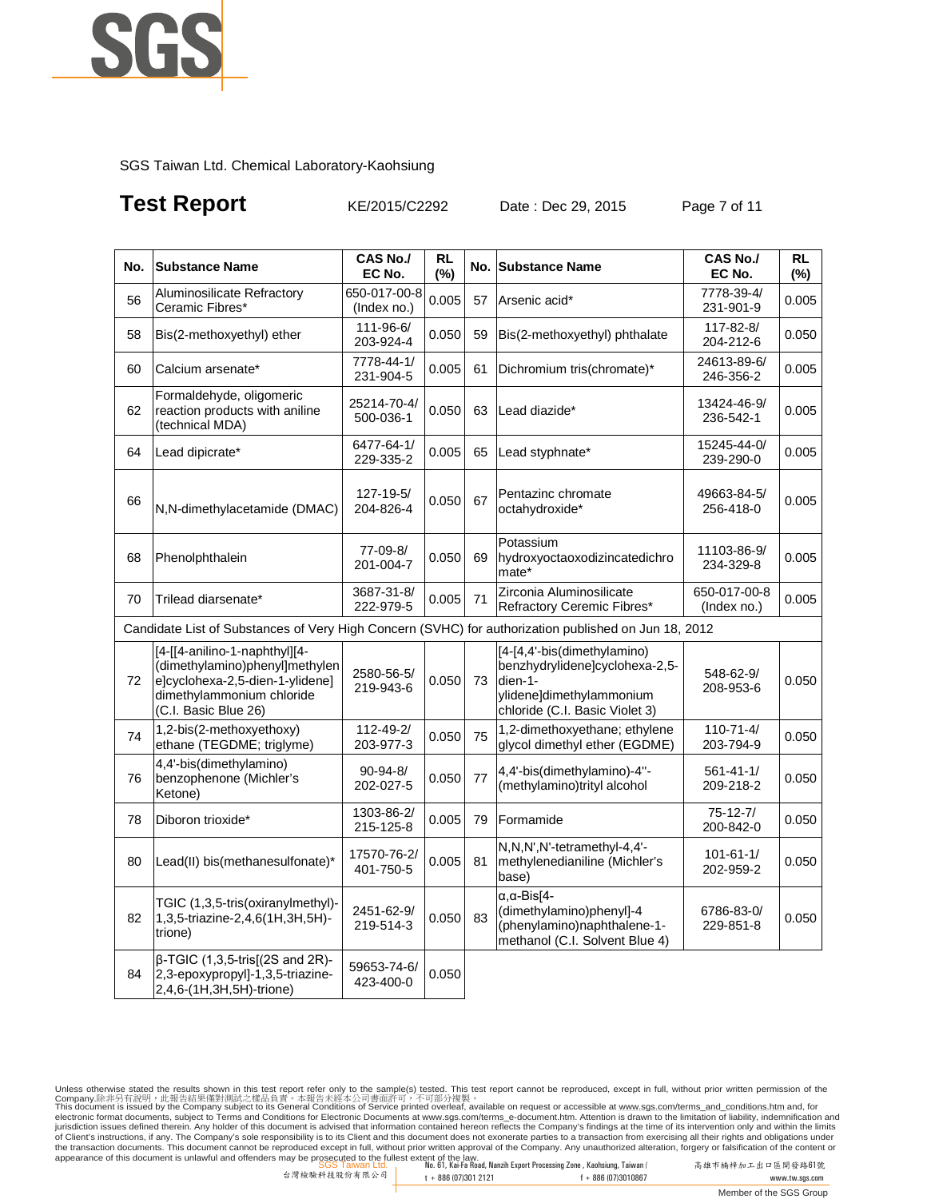SGS Taiwan Ltd. Chemical Laboratory-Kaohsiung

# Test Report

KE/2015/C2292 Date : Dec 29, 2015

| No. | Substance Name | CAS No./ EC No. | RL (%) | No. | Substance Name | CAS No./ EC No. | RL (%) |
|---|---|---|---|---|---|---|---|
| 56 | Aluminosilicate Refractory Ceramic Fibres* | 650-017-00-8 (Index no.) | 0.005 | 57 | Arsenic acid* | 7778-39-4/ 231-901-9 | 0.005 |
| 58 | Bis(2-methoxyethyl) ether | 111-96-6/ 203-924-4 | 0.050 | 59 | Bis(2-methoxyethyl) phthalate | 117-82-8/ 204-212-6 | 0.050 |
| 60 | Calcium arsenate* | 7778-44-1/ 231-904-5 | 0.005 | 61 | Dichromium tris(chromate)* | 24613-89-6/ 246-356-2 | 0.005 |
| 62 | Formaldehyde, oligomeric reaction products with aniline (technical MDA) | 25214-70-4/ 500-036-1 | 0.050 | 63 | Lead diazide* | 13424-46-9/ 236-542-1 | 0.005 |
| 64 | Lead dipicrate* | 6477-64-1/ 229-335-2 | 0.005 | 65 | Lead styphnate* | 15245-44-0/ 239-290-0 | 0.005 |
| 66 | N,N-dimethylacetamide (DMAC) | 127-19-5/ 204-826-4 | 0.050 | 67 | Pentazinc chromate octahydroxide* | 49663-84-5/ 256-418-0 | 0.005 |
| 68 | Phenolphthalein | 77-09-8/ 201-004-7 | 0.050 | 69 | Potassium hydroxyoctaoxodizincatedichromate* | 11103-86-9/ 234-329-8 | 0.005 |
| 70 | Trilead diarsenate* | 3687-31-8/ 222-979-5 | 0.005 | 71 | Zirconia Aluminosilicate Refractory Ceramic Fibres* | 650-017-00-8 (Index no.) | 0.005 |
| Candidate List of Substances of Very High Concern (SVHC) for authorization published on Jun 18, 2012 | | | | | | | |
| 72 | [4-[[4-anilino-1-naphthyl][4-(dimethylamino)phenyl]methylene]cyclohexa-2,5-dien-1-ylidene] dimethylammonium chloride (C.I. Basic Blue 26) | 2580-56-5/ 219-943-6 | 0.050 | 73 | [4-[4,4'-bis(dimethylamino) benzhydrylidene]cyclohexa-2,5-dien-1-ylidene]dimethylammonium chloride (C.I. Basic Violet 3) | 548-62-9/ 208-953-6 | 0.050 |
| 74 | 1,2-bis(2-methoxyethoxy) ethane (TEGDME; triglyme) | 112-49-2/ 203-977-3 | 0.050 | 75 | 1,2-dimethoxyethane; ethylene glycol dimethyl ether (EGDME) | 110-71-4/ 203-794-9 | 0.050 |
| 76 | 4,4'-bis(dimethylamino) benzophenone (Michler's Ketone) | 90-94-8/ 202-027-5 | 0.050 | 77 | 4,4'-bis(dimethylamino)-4''-(methylamino)trityl alcohol | 561-41-1/ 209-218-2 | 0.050 |
| 78 | Diboron trioxide* | 1303-86-2/ 215-125-8 | 0.005 | 79 | Formamide | 75-12-7/ 200-842-0 | 0.050 |
| 80 | Lead(II) bis(methanesulfonate)* | 17570-76-2/ 401-750-5 | 0.005 | 81 | N,N,N',N'-tetramethyl-4,4'-methylenedianiline (Michler's base) | 101-61-1/ 202-959-2 | 0.050 |
| 82 | TGIC (1,3,5-tris(oxiranylmethyl)-1,3,5-triazine-2,4,6(1H,3H,5H)-trione) | 2451-62-9/ 219-514-3 | 0.050 | 83 | α,α-Bis[4-(dimethylamino)phenyl]-4 (phenylamino)naphthalene-1-methanol (C.I. Solvent Blue 4) | 6786-83-0/ 229-851-8 | 0.050 |
| 84 | β-TGIC (1,3,5-tris[(2S and 2R)-2,3-epoxypropyl]-1,3,5-triazine-2,4,6-(1H,3H,5H)-trione) | 59653-74-6/ 423-400-0 | 0.050 | | | | |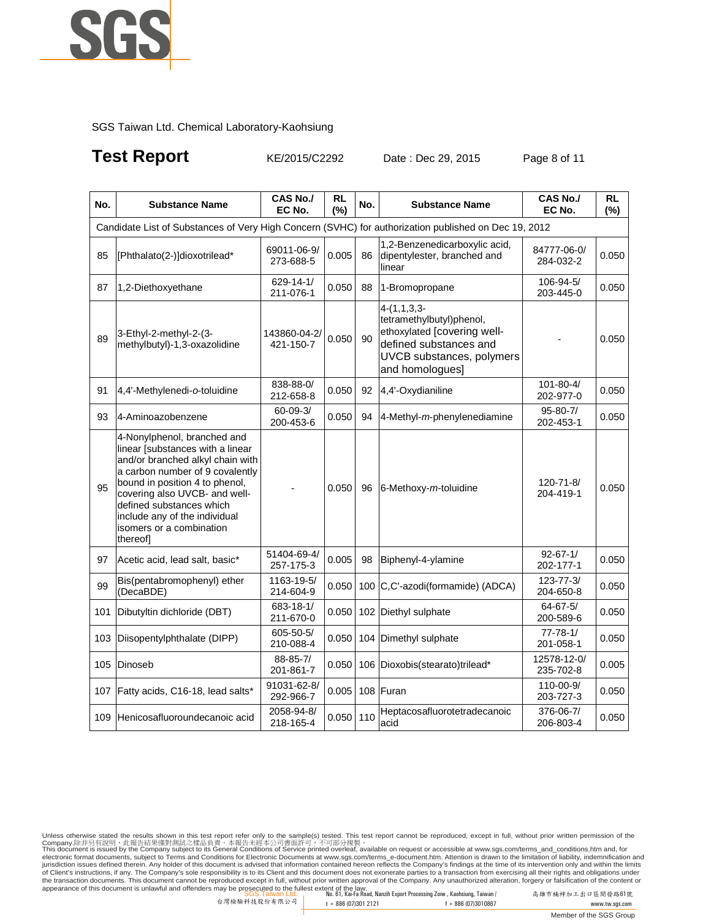SGS Taiwan Ltd. Chemical Laboratory-Kaohsiung

# Test Report

KE/2015/C2292 Date : Dec 29, 2015

| No. | Substance Name | CAS No./ EC No. | RL (%) | No. | Substance Name | CAS No./ EC No. | RL (%) |
|---|---|---|---|---|---|---|---|
| Candidate List of Substances of Very High Concern (SVHC) for authorization published on Dec 19, 2012 | | | | | | | |
| 85 | [Phthalato(2-)]dioxotrilead* | 69011-06-9/ 273-688-5 | 0.005 | 86 | 1,2-Benzenedicarboxylic acid, dipentylester, branched and linear | 84777-06-0/ 284-032-2 | 0.050 |
| 87 | 1,2-Diethoxyethane | 629-14-1/ 211-076-1 | 0.050 | 88 | 1-Bromopropane | 106-94-5/ 203-445-0 | 0.050 |
| 89 | 3-Ethyl-2-methyl-2-(3-methylbutyl)-1,3-oxazolidine | 143860-04-2/ 421-150-7 | 0.050 | 90 | 4-(1,1,3,3-tetramethylbutyl)phenol, ethoxylated [covering well-defined substances and UVCB substances, polymers and homologues] | - | 0.050 |
| 91 | 4,4'-Methylenedi-*o*-toluidine | 838-88-0/ 212-658-8 | 0.050 | 92 | 4,4'-Oxydianiline | 101-80-4/ 202-977-0 | 0.050 |
| 93 | 4-Aminoazobenzene | 60-09-3/ 200-453-6 | 0.050 | 94 | 4-Methyl-*m*-phenylenediamine | 95-80-7/ 202-453-1 | 0.050 |
| 95 | 4-Nonylphenol, branched and linear [substances with a linear and/or branched alkyl chain with a carbon number of 9 covalently bound in position 4 to phenol, covering also UVCB- and well-defined substances which include any of the individual isomers or a combination thereof] | - | 0.050 | 96 | 6-Methoxy-*m*-toluidine | 120-71-8/ 204-419-1 | 0.050 |
| 97 | Acetic acid, lead salt, basic* | 51404-69-4/ 257-175-3 | 0.005 | 98 | Biphenyl-4-ylamine | 92-67-1/ 202-177-1 | 0.050 |
| 99 | Bis(pentabromophenyl) ether (DecaBDE) | 1163-19-5/ 214-604-9 | 0.050 | 100 | C,C'-azodi(formamide) (ADCA) | 123-77-3/ 204-650-8 | 0.050 |
| 101 | Dibutyltin dichloride (DBT) | 683-18-1/ 211-670-0 | 0.050 | 102 | Diethyl sulphate | 64-67-5/ 200-589-6 | 0.050 |
| 103 | Diisopentylphthalate (DIPP) | 605-50-5/ 210-088-4 | 0.050 | 104 | Dimethyl sulphate | 77-78-1/ 201-058-1 | 0.050 |
| 105 | Dinoseb | 88-85-7/ 201-861-7 | 0.050 | 106 | Dioxobis(stearato)trilead* | 12578-12-0/ 235-702-8 | 0.005 |
| 107 | Fatty acids, C16-18, lead salts* | 91031-62-8/ 292-966-7 | 0.005 | 108 | Furan | 110-00-9/ 203-727-3 | 0.050 |
| 109 | Henicosafluoroundecanoic acid | 2058-94-8/ 218-165-4 | 0.050 | 110 | Heptacosafluorotetradecanoic acid | 376-06-7/ 206-803-4 | 0.050 |

Unless otherwise stated the results shown in this test report refer only to the sample(s) tested. This test report cannot be reproduced, except in full, without prior written permission of the Company.除非另有說明，此報告結果僅對測試之樣品負責。本報告未經本公司書面許可，不可部分複製。
This document is issued by the Company subject to its General Conditions of Service printed overleaf, available on request or accessible at www.sgs.com/terms_and_conditions.htm and, for electronic format documents, subject to Terms and Conditions for Electronic Documents at www.sgs.com/terms_e-document.htm. Attention is drawn to the limitation of liability, indemnification and jurisdiction issues defined therein. Any holder of this document is advised that information contained hereon reflects the Company's findings at the time of its intervention only and within the limits of Client's instructions, if any. The Company's sole responsibility is to its Client and this document does not exonerate parties to a transaction from exercising all their rights and obligations under the transaction documents. This document cannot be reproduced except in full, without prior written approval of the Company. Any unauthorized alteration, forgery or falsification of the content or appearance of this document is unlawful and offenders may be prosecuted to the fullest extent of the law.

SGS Taiwan Ltd. 台灣檢驗科技股份有限公司 | No. 61, Kai-Fa Road, Nanzih Export Processing Zone , Kaohsiung, Taiwan / 高雄市楠梓加工出口區開發路61號 | t + 886 (07)301 2121 | f + 886 (07)3010867 | www.tw.sgs.com

Member of the SGS Group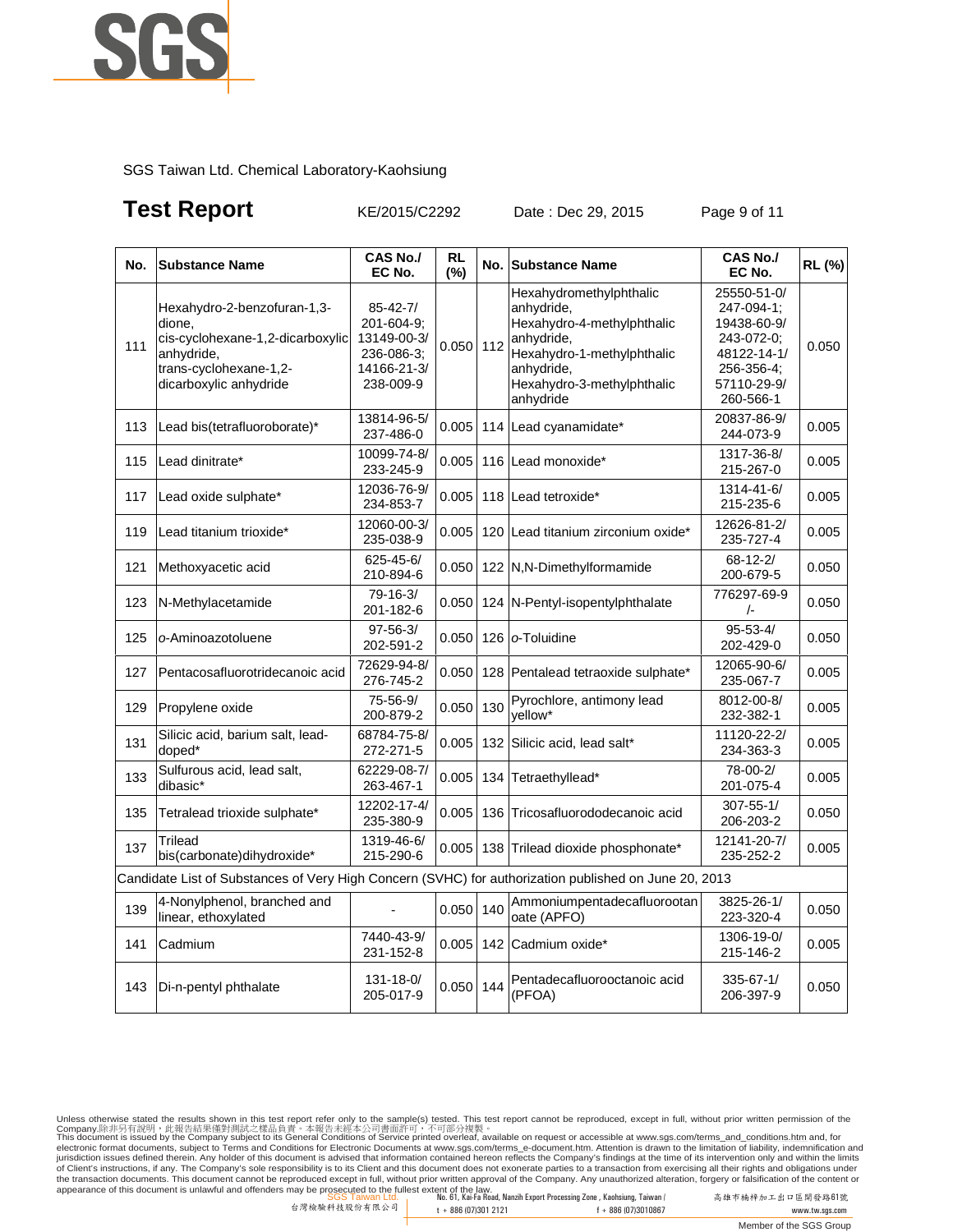SGS Taiwan Ltd. Chemical Laboratory-Kaohsiung

# Test Report

KE/2015/C2292 Date : Dec 29, 2015

| No. | Substance Name | CAS No./ EC No. | RL (%) | No. | Substance Name | CAS No./ EC No. | RL (%) |
|---|---|---|---|---|---|---|---|
| 111 | Hexahydro-2-benzofuran-1,3-dione, cis-cyclohexane-1,2-dicarboxylic anhydride, trans-cyclohexane-1,2-dicarboxylic anhydride | 85-42-7/ 201-604-9; 13149-00-3/ 236-086-3; 14166-21-3/ 238-009-9 | 0.050 | 112 | Hexahydromethylphthalic anhydride, Hexahydro-4-methylphthalic anhydride, Hexahydro-1-methylphthalic anhydride, Hexahydro-3-methylphthalic anhydride | 25550-51-0/ 247-094-1; 19438-60-9/ 243-072-0; 48122-14-1/ 256-356-4; 57110-29-9/ 260-566-1 | 0.050 |
| 113 | Lead bis(tetrafluoroborate)* | 13814-96-5/ 237-486-0 | 0.005 | 114 | Lead cyanamidate* | 20837-86-9/ 244-073-9 | 0.005 |
| 115 | Lead dinitrate* | 10099-74-8/ 233-245-9 | 0.005 | 116 | Lead monoxide* | 1317-36-8/ 215-267-0 | 0.005 |
| 117 | Lead oxide sulphate* | 12036-76-9/ 234-853-7 | 0.005 | 118 | Lead tetroxide* | 1314-41-6/ 215-235-6 | 0.005 |
| 119 | Lead titanium trioxide* | 12060-00-3/ 235-038-9 | 0.005 | 120 | Lead titanium zirconium oxide* | 12626-81-2/ 235-727-4 | 0.005 |
| 121 | Methoxyacetic acid | 625-45-6/ 210-894-6 | 0.050 | 122 | N,N-Dimethylformamide | 68-12-2/ 200-679-5 | 0.050 |
| 123 | N-Methylacetamide | 79-16-3/ 201-182-6 | 0.050 | 124 | N-Pentyl-isopentylphthalate | 776297-69-9 /- | 0.050 |
| 125 | *o*-Aminoazotoluene | 97-56-3/ 202-591-2 | 0.050 | 126 | *o*-Toluidine | 95-53-4/ 202-429-0 | 0.050 |
| 127 | Pentacosafluorotridecanoic acid | 72629-94-8/ 276-745-2 | 0.050 | 128 | Pentalead tetraoxide sulphate* | 12065-90-6/ 235-067-7 | 0.005 |
| 129 | Propylene oxide | 75-56-9/ 200-879-2 | 0.050 | 130 | Pyrochlore, antimony lead yellow* | 8012-00-8/ 232-382-1 | 0.005 |
| 131 | Silicic acid, barium salt, lead-doped* | 68784-75-8/ 272-271-5 | 0.005 | 132 | Silicic acid, lead salt* | 11120-22-2/ 234-363-3 | 0.005 |
| 133 | Sulfurous acid, lead salt, dibasic* | 62229-08-7/ 263-467-1 | 0.005 | 134 | Tetraethyllead* | 78-00-2/ 201-075-4 | 0.005 |
| 135 | Tetralead trioxide sulphate* | 12202-17-4/ 235-380-9 | 0.005 | 136 | Tricosafluorododecanoic acid | 307-55-1/ 206-203-2 | 0.050 |
| 137 | Trilead bis(carbonate)dihydroxide* | 1319-46-6/ 215-290-6 | 0.005 | 138 | Trilead dioxide phosphonate* | 12141-20-7/ 235-252-2 | 0.005 |
| Candidate List of Substances of Very High Concern (SVHC) for authorization published on June 20, 2013 | | | | | | | |
| 139 | 4-Nonylphenol, branched and linear, ethoxylated | - | 0.050 | 140 | Ammoniumpentadecafluorootanoate (APFO) | 3825-26-1/ 223-320-4 | 0.050 |
| 141 | Cadmium | 7440-43-9/ 231-152-8 | 0.005 | 142 | Cadmium oxide* | 1306-19-0/ 215-146-2 | 0.005 |
| 143 | Di-n-pentyl phthalate | 131-18-0/ 205-017-9 | 0.050 | 144 | Pentadecafluorooctanoic acid (PFOA) | 335-67-1/ 206-397-9 | 0.050 |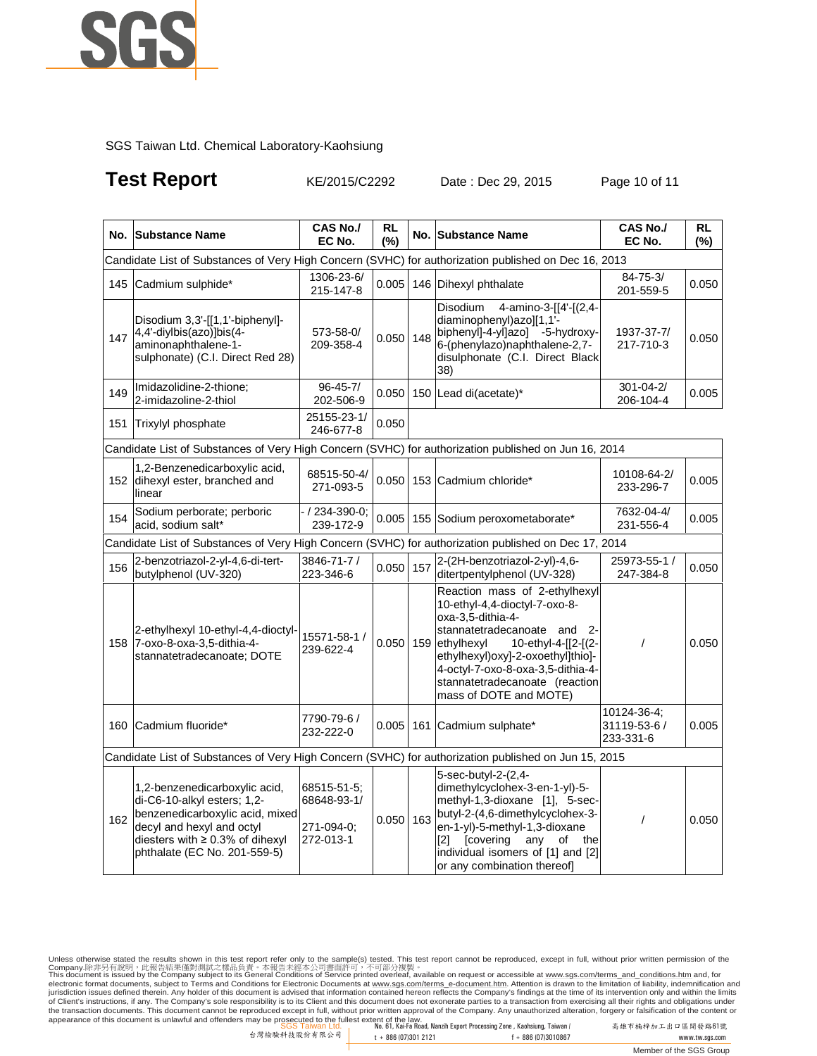SGS Taiwan Ltd. Chemical Laboratory-Kaohsiung

# Test Report

KE/2015/C2292 Date : Dec 29, 2015

| No. | Substance Name | CAS No./ EC No. | RL (%) | No. | Substance Name | CAS No./ EC No. | RL (%) |
|---|---|---|---|---|---|---|---|
| Candidate List of Substances of Very High Concern (SVHC) for authorization published on Dec 16, 2013 | | | | | | | |
| 145 | Cadmium sulphide* | 1306-23-6/ 215-147-8 | 0.005 | 146 | Dihexyl phthalate | 84-75-3/ 201-559-5 | 0.050 |
| 147 | Disodium 3,3'-[[1,1'-biphenyl]-4,4'-diylbis(azo)]bis(4-aminonaphthalene-1-sulphonate) (C.I. Direct Red 28) | 573-58-0/ 209-358-4 | 0.050 | 148 | Disodium 4-amino-3-[[4'-[(2,4-diaminophenyl)azo][1,1'-biphenyl]-4-yl]azo] -5-hydroxy-6-(phenylazo)naphthalene-2,7-disulphonate (C.I. Direct Black 38) | 1937-37-7/ 217-710-3 | 0.050 |
| 149 | Imidazolidine-2-thione; 2-imidazoline-2-thiol | 96-45-7/ 202-506-9 | 0.050 | 150 | Lead di(acetate)* | 301-04-2/ 206-104-4 | 0.005 |
| 151 | Trixylyl phosphate | 25155-23-1/ 246-677-8 | 0.050 | | | | |
| Candidate List of Substances of Very High Concern (SVHC) for authorization published on Jun 16, 2014 | | | | | | | |
| 152 | 1,2-Benzenedicarboxylic acid, dihexyl ester, branched and linear | 68515-50-4/ 271-093-5 | 0.050 | 153 | Cadmium chloride* | 10108-64-2/ 233-296-7 | 0.005 |
| 154 | Sodium perborate; perboric acid, sodium salt* | - / 234-390-0; 239-172-9 | 0.005 | 155 | Sodium peroxometaborate* | 7632-04-4/ 231-556-4 | 0.005 |
| Candidate List of Substances of Very High Concern (SVHC) for authorization published on Dec 17, 2014 | | | | | | | |
| 156 | 2-benzotriazol-2-yl-4,6-di-tert-butylphenol (UV-320) | 3846-71-7 / 223-346-6 | 0.050 | 157 | 2-(2H-benzotriazol-2-yl)-4,6-ditertpentylphenol (UV-328) | 25973-55-1 / 247-384-8 | 0.050 |
| 158 | 2-ethylhexyl 10-ethyl-4,4-dioctyl-7-oxo-8-oxa-3,5-dithia-4-stannatetradecanoate; DOTE | 15571-58-1 / 239-622-4 | 0.050 | 159 | Reaction mass of 2-ethylhexyl 10-ethyl-4,4-dioctyl-7-oxo-8-oxa-3,5-dithia-4-stannatetradecanoate and 2-ethylhexyl 10-ethyl-4-[[2-[(2-ethylhexyl)oxy]-2-oxoethyl]thio]-4-octyl-7-oxo-8-oxa-3,5-dithia-4-stannatetradecanoate (reaction mass of DOTE and MOTE) | / | 0.050 |
| 160 | Cadmium fluoride* | 7790-79-6 / 232-222-0 | 0.005 | 161 | Cadmium sulphate* | 10124-36-4; 31119-53-6 / 233-331-6 | 0.005 |
| Candidate List of Substances of Very High Concern (SVHC) for authorization published on Jun 15, 2015 | | | | | | | |
| 162 | 1,2-benzenedicarboxylic acid, di-C6-10-alkyl esters; 1,2-benzenedicarboxylic acid, mixed decyl and hexyl and octyl diesters with ≥ 0.3% of dihexyl phthalate (EC No. 201-559-5) | 68515-51-5; 68648-93-1/ 271-094-0; 272-013-1 | 0.050 | 163 | 5-sec-butyl-2-(2,4-dimethylcyclohex-3-en-1-yl)-5-methyl-1,3-dioxane [1], 5-sec-butyl-2-(4,6-dimethylcyclohex-3-en-1-yl)-5-methyl-1,3-dioxane [2] [covering any of the individual isomers of [1] and [2] or any combination thereof] | / | 0.050 |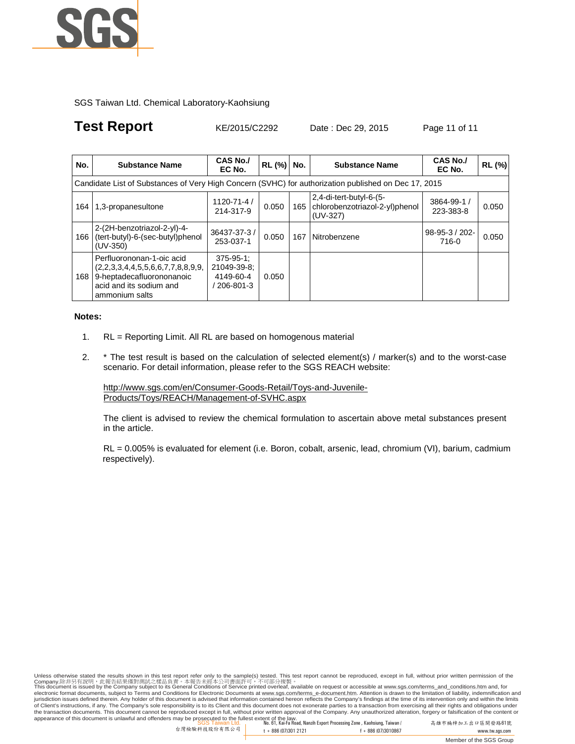SGS Taiwan Ltd. Chemical Laboratory-Kaohsiung

# Test Report

KE/2015/C2292 Date : Dec 29, 2015

| No. | Substance Name | CAS No./ EC No. | RL (%) | No. | Substance Name | CAS No./ EC No. | RL (%) |
|---|---|---|---|---|---|---|---|
| Candidate List of Substances of Very High Concern (SVHC) for authorization published on Dec 17, 2015 | | | | | | | |
| 164 | 1,3-propanesultone | 1120-71-4 / 214-317-9 | 0.050 | 165 | 2,4-di-tert-butyl-6-(5-chlorobenzotriazol-2-yl)phenol (UV-327) | 3864-99-1 / 223-383-8 | 0.050 |
| 166 | 2-(2H-benzotriazol-2-yl)-4-(tert-butyl)-6-(sec-butyl)phenol (UV-350) | 36437-37-3 / 253-037-1 | 0.050 | 167 | Nitrobenzene | 98-95-3 / 202-716-0 | 0.050 |
| 168 | Perfluorononan-1-oic acid (2,2,3,3,4,4,5,5,6,6,7,7,8,8,9,9,9-heptadecafluorononanoic acid and its sodium and ammonium salts | 375-95-1; 21049-39-8; 4149-60-4 / 206-801-3 | 0.050 | | | | |

**Notes:**

1. RL = Reporting Limit. All RL are based on homogenous material

2. * The test result is based on the calculation of selected element(s) / marker(s) and to the worst-case scenario. For detail information, please refer to the SGS REACH website:

   http://www.sgs.com/en/Consumer-Goods-Retail/Toys-and-Juvenile-Products/Toys/REACH/Management-of-SVHC.aspx

   The client is advised to review the chemical formulation to ascertain above metal substances present in the article.

   RL = 0.005% is evaluated for element (i.e. Boron, cobalt, arsenic, lead, chromium (VI), barium, cadmium respectively).